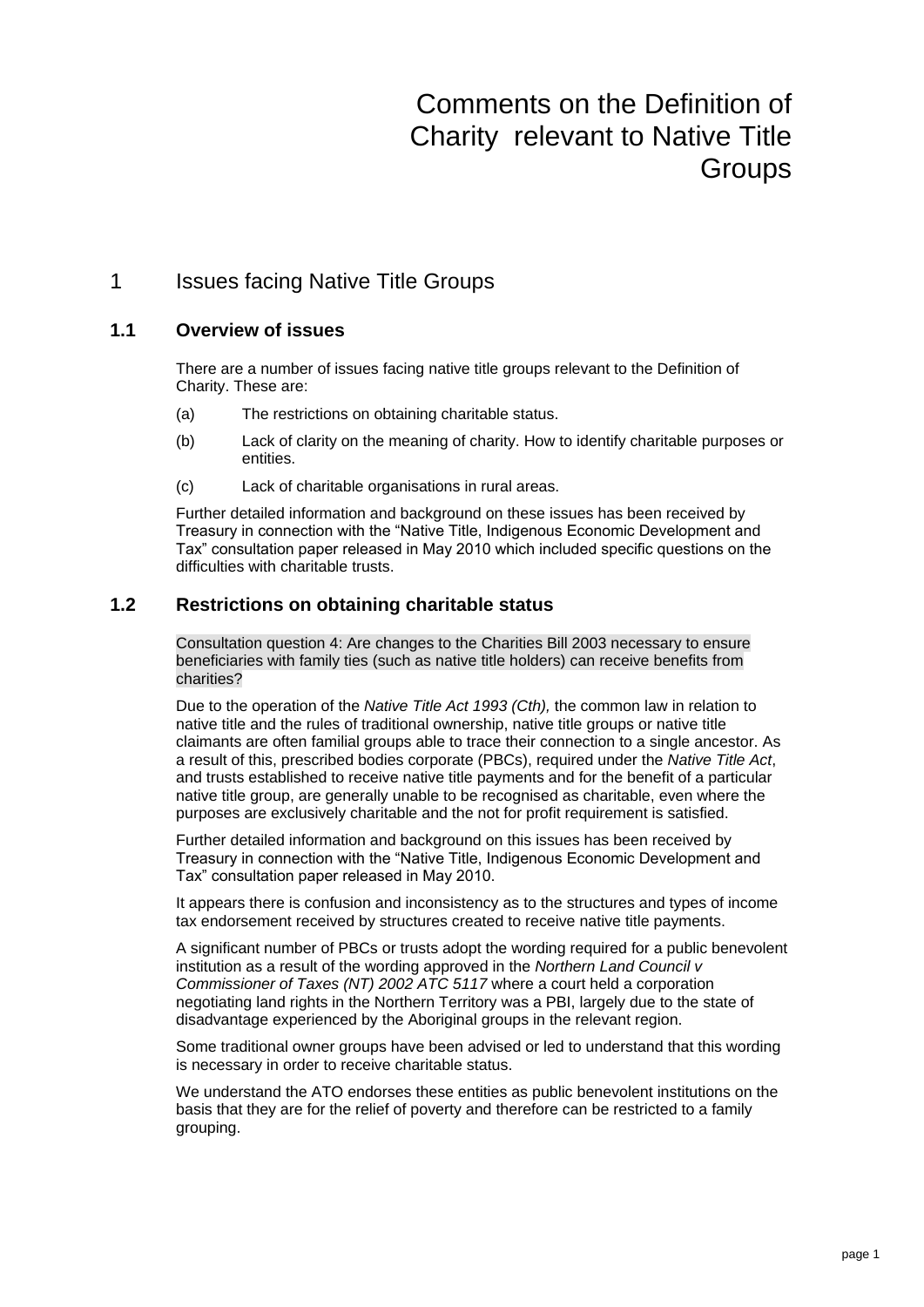# Comments on the Definition of Charity relevant to Native Title Groups

## 1 Issues facing Native Title Groups

### 1.1 Overview of issues

There are a number of issues facing native title groups relevant to the Definition of Charity. These are:

(a) The restrictions on obtaining charitable status.

(b) Lack of clarity on the meaning of charity. How to identify charitable purposes or entities.

(c) Lack of charitable organisations in rural areas.

Further detailed information and background on these issues has been received by Treasury in connection with the "Native Title, Indigenous Economic Development and Tax" consultation paper released in May 2010 which included specific questions on the difficulties with charitable trusts.

### 1.2 Restrictions on obtaining charitable status

Consultation question 4: Are changes to the Charities Bill 2003 necessary to ensure beneficiaries with family ties (such as native title holders) can receive benefits from charities?

Due to the operation of the *Native Title Act 1993 (Cth),* the common law in relation to native title and the rules of traditional ownership, native title groups or native title claimants are often familial groups able to trace their connection to a single ancestor. As a result of this, prescribed bodies corporate (PBCs), required under the *Native Title Act*, and trusts established to receive native title payments and for the benefit of a particular native title group, are generally unable to be recognised as charitable, even where the purposes are exclusively charitable and the not for profit requirement is satisfied.

Further detailed information and background on this issues has been received by Treasury in connection with the "Native Title, Indigenous Economic Development and Tax" consultation paper released in May 2010.

It appears there is confusion and inconsistency as to the structures and types of income tax endorsement received by structures created to receive native title payments.

A significant number of PBCs or trusts adopt the wording required for a public benevolent institution as a result of the wording approved in the *Northern Land Council v Commissioner of Taxes (NT) 2002 ATC 5117* where a court held a corporation negotiating land rights in the Northern Territory was a PBI, largely due to the state of disadvantage experienced by the Aboriginal groups in the relevant region.

Some traditional owner groups have been advised or led to understand that this wording is necessary in order to receive charitable status.

We understand the ATO endorses these entities as public benevolent institutions on the basis that they are for the relief of poverty and therefore can be restricted to a family grouping.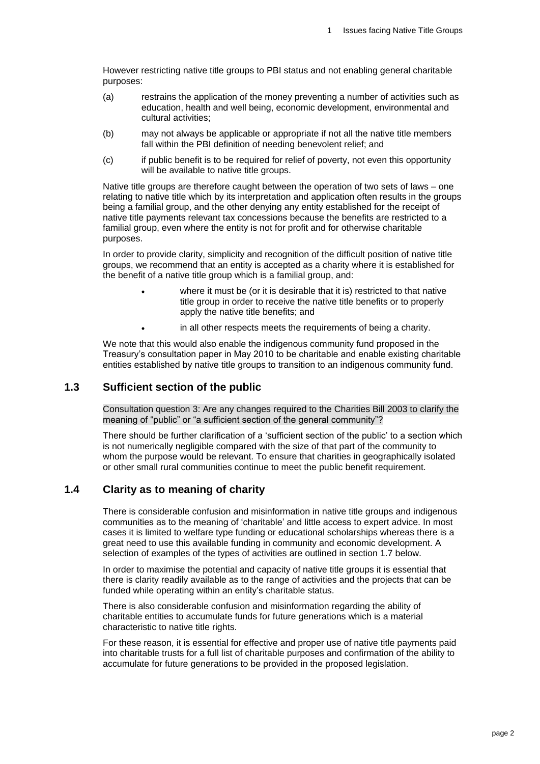However restricting native title groups to PBI status and not enabling general charitable purposes:

(a) restrains the application of the money preventing a number of activities such as education, health and well being, economic development, environmental and cultural activities;

(b) may not always be applicable or appropriate if not all the native title members fall within the PBI definition of needing benevolent relief; and

(c) if public benefit is to be required for relief of poverty, not even this opportunity will be available to native title groups.

Native title groups are therefore caught between the operation of two sets of laws – one relating to native title which by its interpretation and application often results in the groups being a familial group, and the other denying any entity established for the receipt of native title payments relevant tax concessions because the benefits are restricted to a familial group, even where the entity is not for profit and for otherwise charitable purposes.

In order to provide clarity, simplicity and recognition of the difficult position of native title groups, we recommend that an entity is accepted as a charity where it is established for the benefit of a native title group which is a familial group, and:

- where it must be (or it is desirable that it is) restricted to that native title group in order to receive the native title benefits or to properly apply the native title benefits; and
- in all other respects meets the requirements of being a charity.

We note that this would also enable the indigenous community fund proposed in the Treasury's consultation paper in May 2010 to be charitable and enable existing charitable entities established by native title groups to transition to an indigenous community fund.

## 1.3 Sufficient section of the public

Consultation question 3: Are any changes required to the Charities Bill 2003 to clarify the meaning of "public" or "a sufficient section of the general community"?

There should be further clarification of a 'sufficient section of the public' to a section which is not numerically negligible compared with the size of that part of the community to whom the purpose would be relevant. To ensure that charities in geographically isolated or other small rural communities continue to meet the public benefit requirement.

## 1.4 Clarity as to meaning of charity

There is considerable confusion and misinformation in native title groups and indigenous communities as to the meaning of 'charitable' and little access to expert advice. In most cases it is limited to welfare type funding or educational scholarships whereas there is a great need to use this available funding in community and economic development. A selection of examples of the types of activities are outlined in section 1.7 below.

In order to maximise the potential and capacity of native title groups it is essential that there is clarity readily available as to the range of activities and the projects that can be funded while operating within an entity's charitable status.

There is also considerable confusion and misinformation regarding the ability of charitable entities to accumulate funds for future generations which is a material characteristic to native title rights.

For these reason, it is essential for effective and proper use of native title payments paid into charitable trusts for a full list of charitable purposes and confirmation of the ability to accumulate for future generations to be provided in the proposed legislation.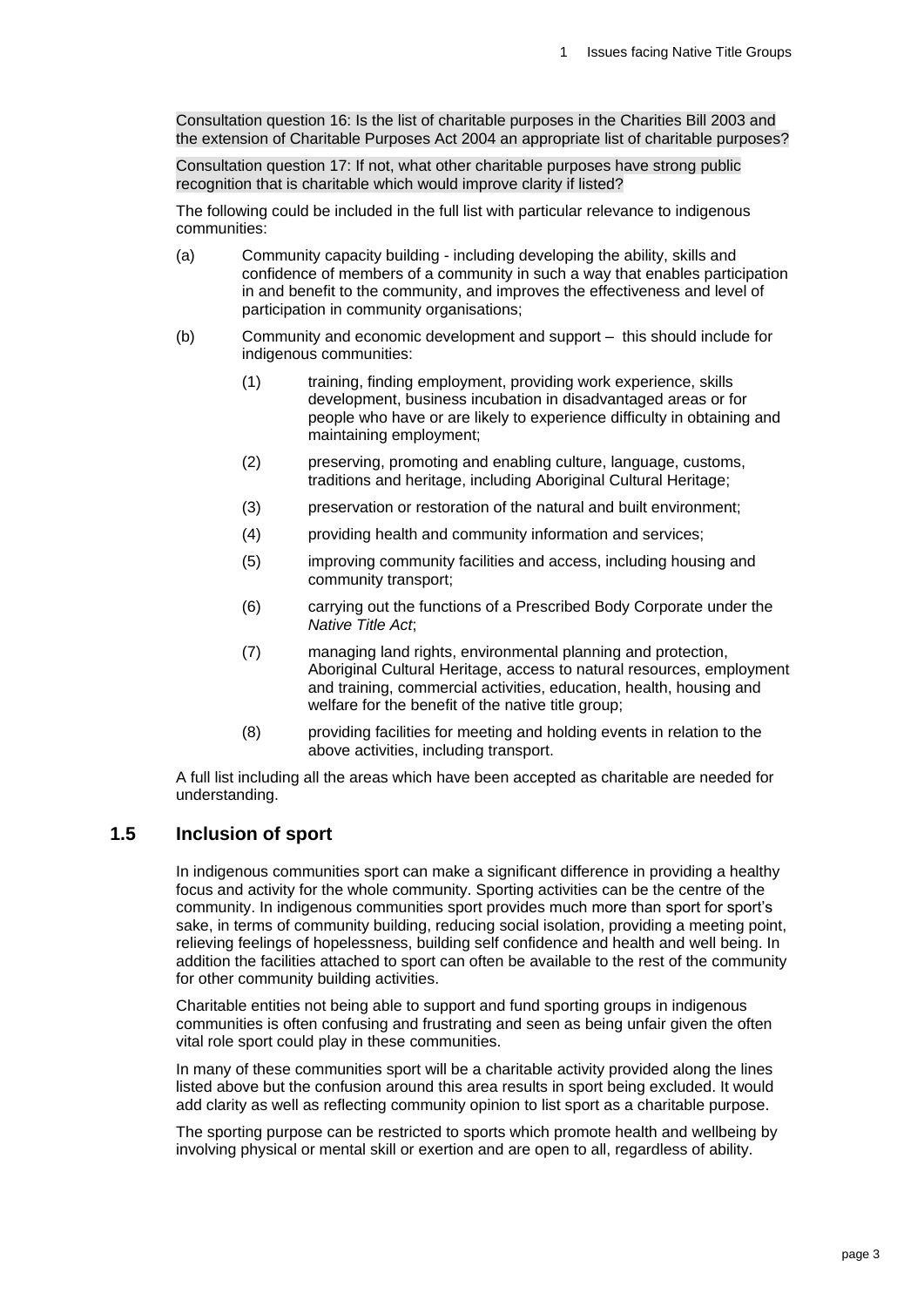Consultation question 16: Is the list of charitable purposes in the Charities Bill 2003 and the extension of Charitable Purposes Act 2004 an appropriate list of charitable purposes?

Consultation question 17: If not, what other charitable purposes have strong public recognition that is charitable which would improve clarity if listed?

The following could be included in the full list with particular relevance to indigenous communities:

(a) Community capacity building - including developing the ability, skills and confidence of members of a community in such a way that enables participation in and benefit to the community, and improves the effectiveness and level of participation in community organisations;

(b) Community and economic development and support – this should include for indigenous communities:

   (1) training, finding employment, providing work experience, skills development, business incubation in disadvantaged areas or for people who have or are likely to experience difficulty in obtaining and maintaining employment;

   (2) preserving, promoting and enabling culture, language, customs, traditions and heritage, including Aboriginal Cultural Heritage;

   (3) preservation or restoration of the natural and built environment;

   (4) providing health and community information and services;

   (5) improving community facilities and access, including housing and community transport;

   (6) carrying out the functions of a Prescribed Body Corporate under the *Native Title Act*;

   (7) managing land rights, environmental planning and protection, Aboriginal Cultural Heritage, access to natural resources, employment and training, commercial activities, education, health, housing and welfare for the benefit of the native title group;

   (8) providing facilities for meeting and holding events in relation to the above activities, including transport.

A full list including all the areas which have been accepted as charitable are needed for understanding.

## 1.5 Inclusion of sport

In indigenous communities sport can make a significant difference in providing a healthy focus and activity for the whole community. Sporting activities can be the centre of the community. In indigenous communities sport provides much more than sport for sport's sake, in terms of community building, reducing social isolation, providing a meeting point, relieving feelings of hopelessness, building self confidence and health and well being. In addition the facilities attached to sport can often be available to the rest of the community for other community building activities.

Charitable entities not being able to support and fund sporting groups in indigenous communities is often confusing and frustrating and seen as being unfair given the often vital role sport could play in these communities.

In many of these communities sport will be a charitable activity provided along the lines listed above but the confusion around this area results in sport being excluded. It would add clarity as well as reflecting community opinion to list sport as a charitable purpose.

The sporting purpose can be restricted to sports which promote health and wellbeing by involving physical or mental skill or exertion and are open to all, regardless of ability.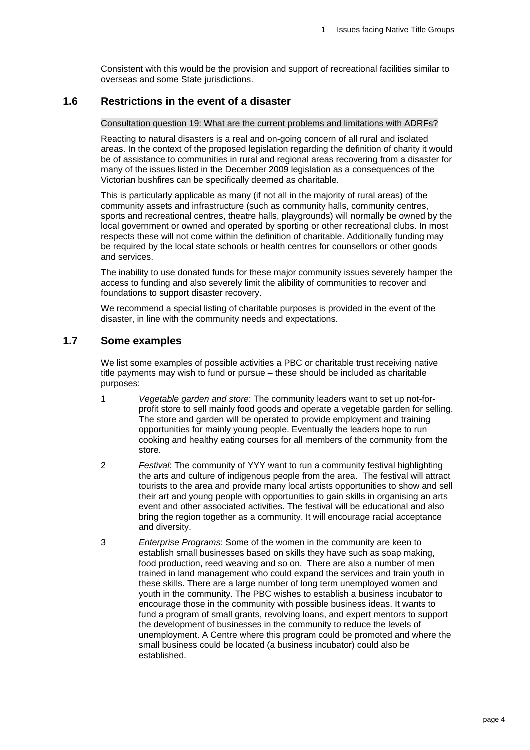Consistent with this would be the provision and support of recreational facilities similar to overseas and some State jurisdictions.

## 1.6 Restrictions in the event of a disaster

Consultation question 19: What are the current problems and limitations with ADRFs?

Reacting to natural disasters is a real and on-going concern of all rural and isolated areas. In the context of the proposed legislation regarding the definition of charity it would be of assistance to communities in rural and regional areas recovering from a disaster for many of the issues listed in the December 2009 legislation as a consequences of the Victorian bushfires can be specifically deemed as charitable.

This is particularly applicable as many (if not all in the majority of rural areas) of the community assets and infrastructure (such as community halls, community centres, sports and recreational centres, theatre halls, playgrounds) will normally be owned by the local government or owned and operated by sporting or other recreational clubs. In most respects these will not come within the definition of charitable. Additionally funding may be required by the local state schools or health centres for counsellors or other goods and services.

The inability to use donated funds for these major community issues severely hamper the access to funding and also severely limit the alibility of communities to recover and foundations to support disaster recovery.

We recommend a special listing of charitable purposes is provided in the event of the disaster, in line with the community needs and expectations.

## 1.7 Some examples

We list some examples of possible activities a PBC or charitable trust receiving native title payments may wish to fund or pursue – these should be included as charitable purposes:

1. *Vegetable garden and store*: The community leaders want to set up not-for-profit store to sell mainly food goods and operate a vegetable garden for selling. The store and garden will be operated to provide employment and training opportunities for mainly young people. Eventually the leaders hope to run cooking and healthy eating courses for all members of the community from the store.

2. *Festival*: The community of YYY want to run a community festival highlighting the arts and culture of indigenous people from the area. The festival will attract tourists to the area and provide many local artists opportunities to show and sell their art and young people with opportunities to gain skills in organising an arts event and other associated activities. The festival will be educational and also bring the region together as a community. It will encourage racial acceptance and diversity.

3. *Enterprise Programs*: Some of the women in the community are keen to establish small businesses based on skills they have such as soap making, food production, reed weaving and so on. There are also a number of men trained in land management who could expand the services and train youth in these skills. There are a large number of long term unemployed women and youth in the community. The PBC wishes to establish a business incubator to encourage those in the community with possible business ideas. It wants to fund a program of small grants, revolving loans, and expert mentors to support the development of businesses in the community to reduce the levels of unemployment. A Centre where this program could be promoted and where the small business could be located (a business incubator) could also be established.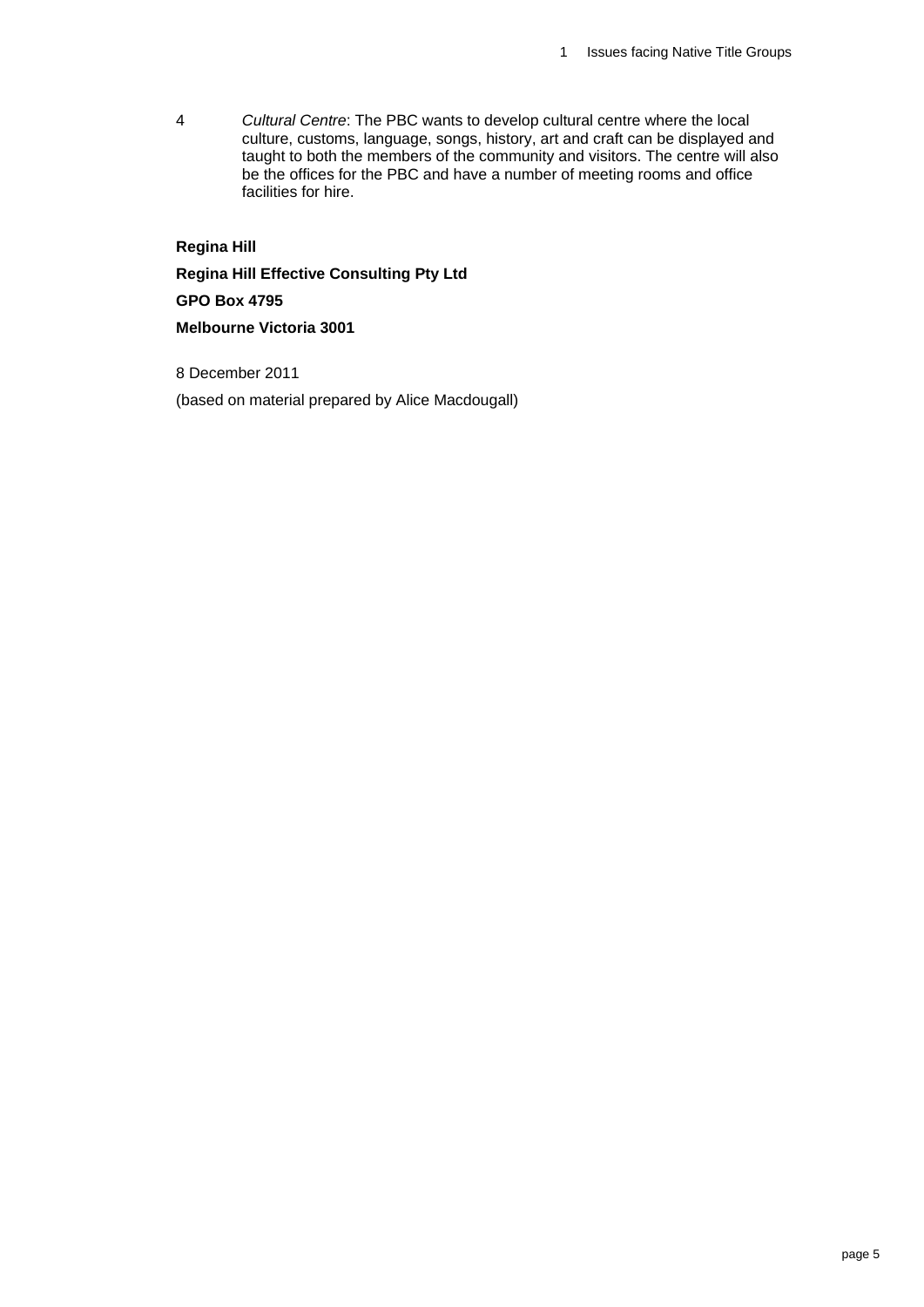4 *Cultural Centre*: The PBC wants to develop cultural centre where the local culture, customs, language, songs, history, art and craft can be displayed and taught to both the members of the community and visitors. The centre will also be the offices for the PBC and have a number of meeting rooms and office facilities for hire.

**Regina Hill**

**Regina Hill Effective Consulting Pty Ltd**

**GPO Box 4795**

**Melbourne Victoria 3001**

8 December 2011

(based on material prepared by Alice Macdougall)